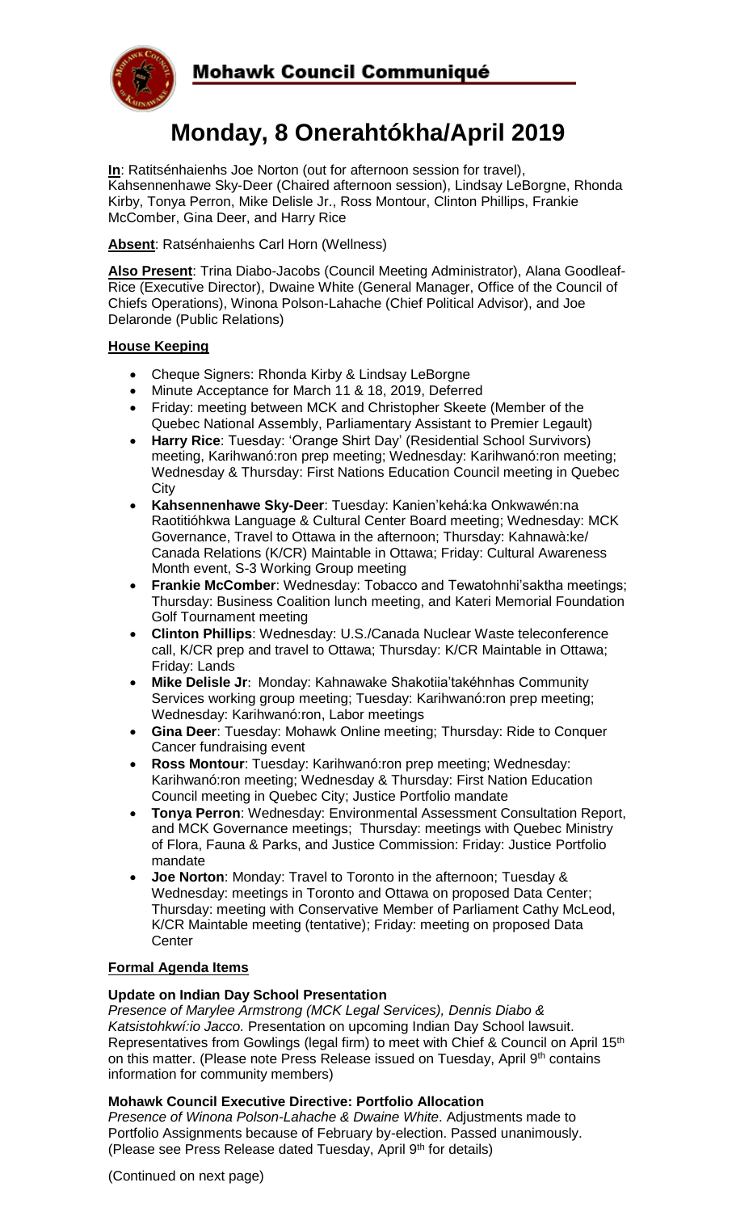# Mohawk Council Communiqué

# Monday, 8 Onerahtókha/April 2019

**In**: Ratitsénhaienhs Joe Norton (out for afternoon session for travel), Kahsennenhawe Sky-Deer (Chaired afternoon session), Lindsay LeBorgne, Rhonda Kirby, Tonya Perron, Mike Delisle Jr., Ross Montour, Clinton Phillips, Frankie McComber, Gina Deer, and Harry Rice

**Absent**: Ratsénhaienhs Carl Horn (Wellness)

**Also Present**: Trina Diabo-Jacobs (Council Meeting Administrator), Alana Goodleaf-Rice (Executive Director), Dwaine White (General Manager, Office of the Council of Chiefs Operations), Winona Polson-Lahache (Chief Political Advisor), and Joe Delaronde (Public Relations)

## House Keeping

- Cheque Signers: Rhonda Kirby & Lindsay LeBorgne
- Minute Acceptance for March 11 & 18, 2019, Deferred
- Friday: meeting between MCK and Christopher Skeete (Member of the Quebec National Assembly, Parliamentary Assistant to Premier Legault)
- **Harry Rice**: Tuesday: 'Orange Shirt Day' (Residential School Survivors) meeting, Karihwanó:ron prep meeting; Wednesday: Karihwanó:ron meeting; Wednesday & Thursday: First Nations Education Council meeting in Quebec City
- **Kahsennenhawe Sky-Deer**: Tuesday: Kanien'kehá:ka Onkwawén:na Raotitióhkwa Language & Cultural Center Board meeting; Wednesday: MCK Governance, Travel to Ottawa in the afternoon; Thursday: Kahnawà:ke/ Canada Relations (K/CR) Maintable in Ottawa; Friday: Cultural Awareness Month event, S-3 Working Group meeting
- **Frankie McComber**: Wednesday: Tobacco and Tewatohnhi'saktha meetings; Thursday: Business Coalition lunch meeting, and Kateri Memorial Foundation Golf Tournament meeting
- **Clinton Phillips**: Wednesday: U.S./Canada Nuclear Waste teleconference call, K/CR prep and travel to Ottawa; Thursday: K/CR Maintable in Ottawa; Friday: Lands
- **Mike Delisle Jr**: Monday: Kahnawake Shakotiia'takéhnhas Community Services working group meeting; Tuesday: Karihwanó:ron prep meeting; Wednesday: Karihwanó:ron, Labor meetings
- **Gina Deer**: Tuesday: Mohawk Online meeting; Thursday: Ride to Conquer Cancer fundraising event
- **Ross Montour**: Tuesday: Karihwanó:ron prep meeting; Wednesday: Karihwanó:ron meeting; Wednesday & Thursday: First Nation Education Council meeting in Quebec City; Justice Portfolio mandate
- **Tonya Perron**: Wednesday: Environmental Assessment Consultation Report, and MCK Governance meetings; Thursday: meetings with Quebec Ministry of Flora, Fauna & Parks, and Justice Commission: Friday: Justice Portfolio mandate
- **Joe Norton**: Monday: Travel to Toronto in the afternoon; Tuesday & Wednesday: meetings in Toronto and Ottawa on proposed Data Center; Thursday: meeting with Conservative Member of Parliament Cathy McLeod, K/CR Maintable meeting (tentative); Friday: meeting on proposed Data Center

## Formal Agenda Items

### Update on Indian Day School Presentation

*Presence of Marylee Armstrong (MCK Legal Services), Dennis Diabo & Katsistohkwí:io Jacco.* Presentation on upcoming Indian Day School lawsuit. Representatives from Gowlings (legal firm) to meet with Chief & Council on April 15th on this matter. (Please note Press Release issued on Tuesday, April 9th contains information for community members)

### Mohawk Council Executive Directive: Portfolio Allocation

*Presence of Winona Polson-Lahache & Dwaine White*. Adjustments made to Portfolio Assignments because of February by-election. Passed unanimously. (Please see Press Release dated Tuesday, April 9th for details)

(Continued on next page)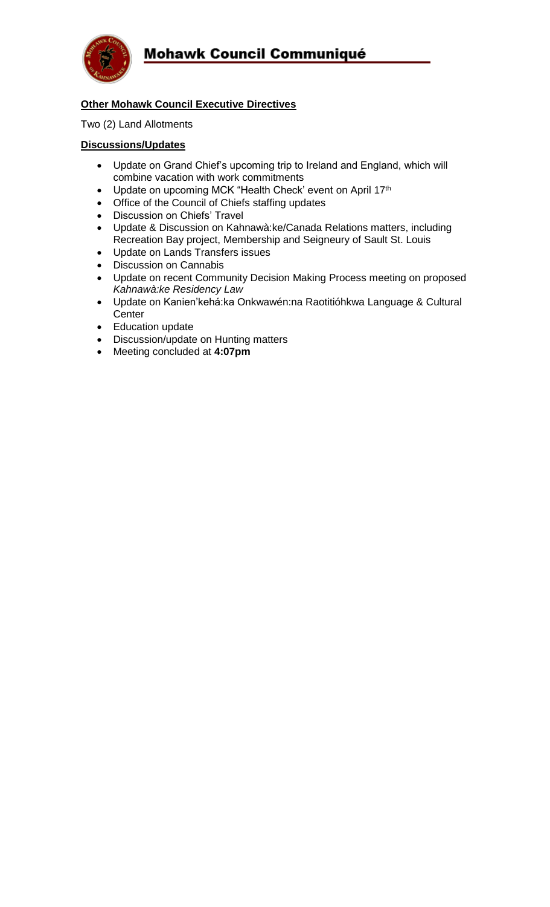**Other Mohawk Council Executive Directives**

Two (2) Land Allotments

**Discussions/Updates**

- Update on Grand Chief's upcoming trip to Ireland and England, which will combine vacation with work commitments
- Update on upcoming MCK "Health Check' event on April 17th
- Office of the Council of Chiefs staffing updates
- Discussion on Chiefs' Travel
- Update & Discussion on Kahnawà:ke/Canada Relations matters, including Recreation Bay project, Membership and Seigneury of Sault St. Louis
- Update on Lands Transfers issues
- Discussion on Cannabis
- Update on recent Community Decision Making Process meeting on proposed *Kahnawà:ke Residency Law*
- Update on Kanien'kehá:ka Onkwawén:na Raotitióhkwa Language & Cultural Center
- Education update
- Discussion/update on Hunting matters
- Meeting concluded at **4:07pm**